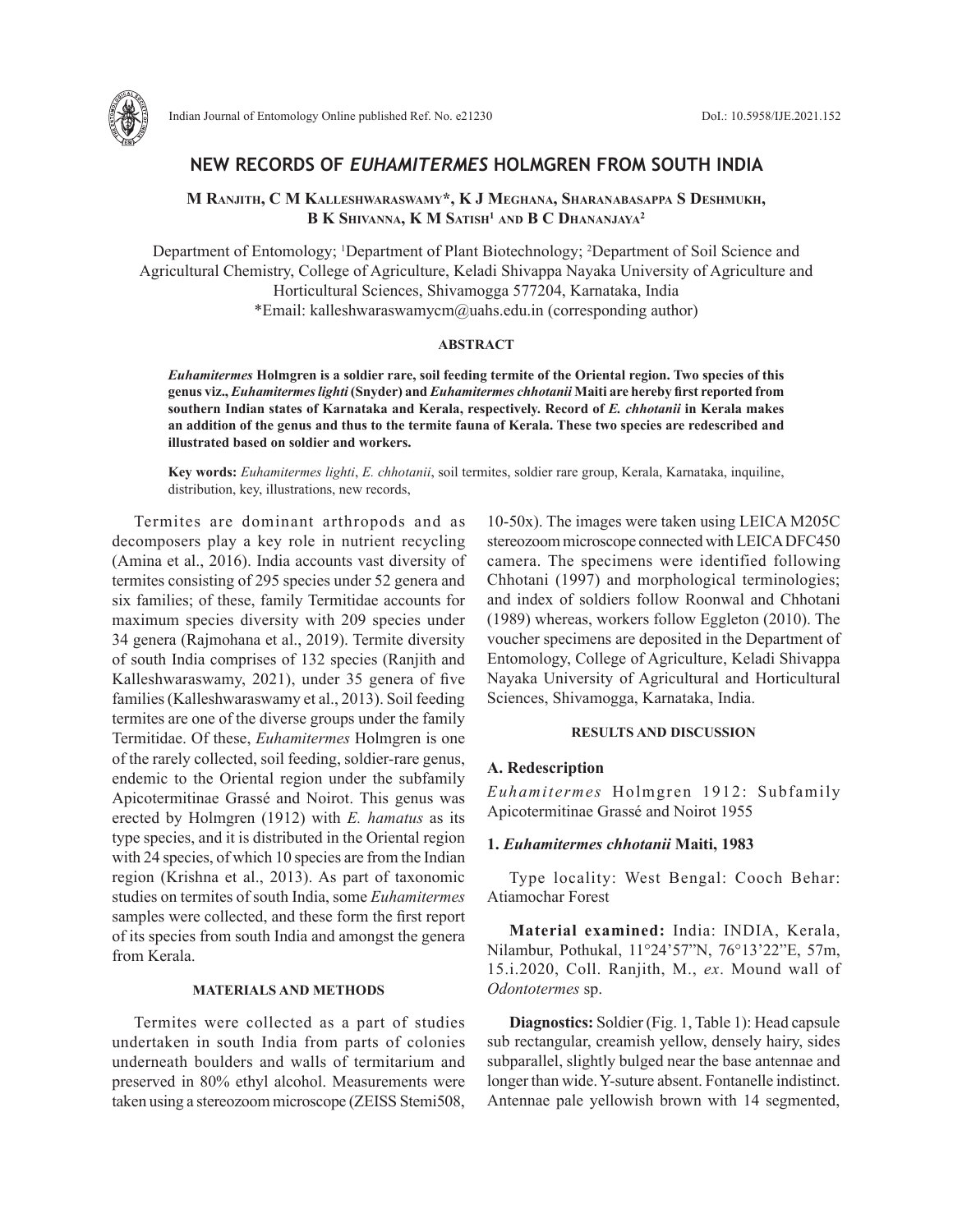# NEW RECORDS OF *EUHAMITERMES* HOLMGREN FROM SOUTH INDIA

**M Ranjith, C M Kalleshwaraswamy\*, K J Meghana, Sharanabasappa S Deshmukh, B K Shivanna, K M Satish[1] and B C Dhananjaya[2]**

Department of Entomology; [1]Department of Plant Biotechnology; [2]Department of Soil Science and Agricultural Chemistry, College of Agriculture, Keladi Shivappa Nayaka University of Agriculture and Horticultural Sciences, Shivamogga 577204, Karnataka, India
\*Email: kalleshwaraswamycm@uahs.edu.in (corresponding author)

## ABSTRACT

***Euhamitermes* Holmgren is a soldier rare, soil feeding termite of the Oriental region. Two species of this genus viz., *Euhamitermes lighti* (Snyder) and *Euhamitermes chhotanii* Maiti are hereby first reported from southern Indian states of Karnataka and Kerala, respectively. Record of *E. chhotanii* in Kerala makes an addition of the genus and thus to the termite fauna of Kerala. These two species are redescribed and illustrated based on soldier and workers.**

**Key words:** *Euhamitermes lighti*, *E. chhotanii*, soil termites, soldier rare group, Kerala, Karnataka, inquiline, distribution, key, illustrations, new records,

Termites are dominant arthropods and as decomposers play a key role in nutrient recycling (Amina et al., 2016). India accounts vast diversity of termites consisting of 295 species under 52 genera and six families; of these, family Termitidae accounts for maximum species diversity with 209 species under 34 genera (Rajmohana et al., 2019). Termite diversity of south India comprises of 132 species (Ranjith and Kalleshwaraswamy, 2021), under 35 genera of five families (Kalleshwaraswamy et al., 2013). Soil feeding termites are one of the diverse groups under the family Termitidae. Of these, *Euhamitermes* Holmgren is one of the rarely collected, soil feeding, soldier-rare genus, endemic to the Oriental region under the subfamily Apicotermitinae Grassé and Noirot. This genus was erected by Holmgren (1912) with *E. hamatus* as its type species, and it is distributed in the Oriental region with 24 species, of which 10 species are from the Indian region (Krishna et al., 2013). As part of taxonomic studies on termites of south India, some *Euhamitermes* samples were collected, and these form the first report of its species from south India and amongst the genera from Kerala.

## MATERIALS AND METHODS

Termites were collected as a part of studies undertaken in south India from parts of colonies underneath boulders and walls of termitarium and preserved in 80% ethyl alcohol. Measurements were taken using a stereozoom microscope (ZEISS Stemi508, 10-50x). The images were taken using LEICA M205C stereozoom microscope connected with LEICA DFC450 camera. The specimens were identified following Chhotani (1997) and morphological terminologies; and index of soldiers follow Roonwal and Chhotani (1989) whereas, workers follow Eggleton (2010). The voucher specimens are deposited in the Department of Entomology, College of Agriculture, Keladi Shivappa Nayaka University of Agricultural and Horticultural Sciences, Shivamogga, Karnataka, India.

## RESULTS AND DISCUSSION

### A. Redescription

*Euhamitermes* Holmgren 1912: Subfamily Apicotermitinae Grassé and Noirot 1955

#### 1. *Euhamitermes chhotanii* Maiti, 1983

Type locality: West Bengal: Cooch Behar: Atiamochar Forest

**Material examined:** India: INDIA, Kerala, Nilambur, Pothukal, 11°24'57"N, 76°13'22"E, 57m, 15.i.2020, Coll. Ranjith, M., *ex*. Mound wall of *Odontotermes* sp.

**Diagnostics:** Soldier (Fig. 1, Table 1): Head capsule sub rectangular, creamish yellow, densely hairy, sides subparallel, slightly bulged near the base antennae and longer than wide. Y-suture absent. Fontanelle indistinct. Antennae pale yellowish brown with 14 segmented,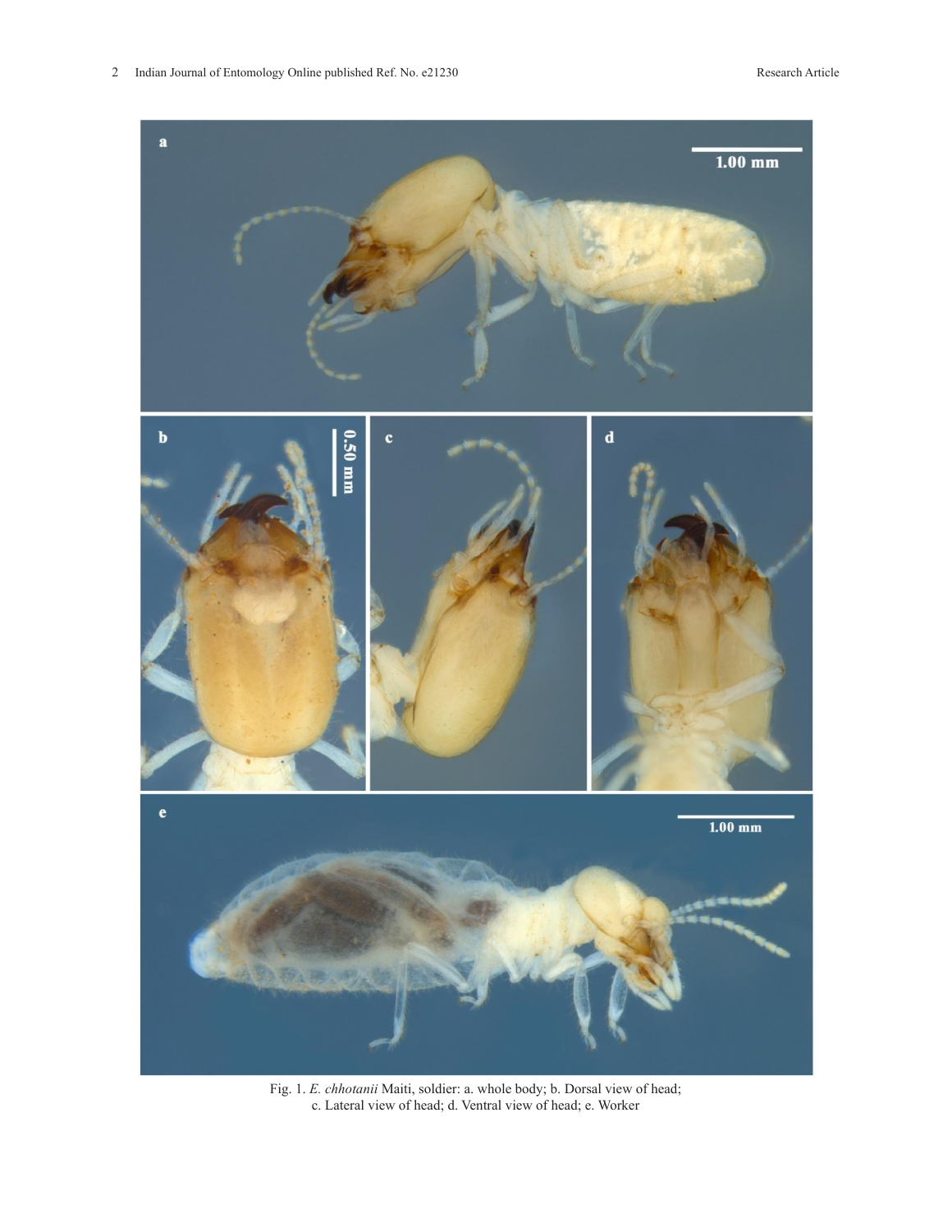Fig. 1. *E. chhotanii* Maiti, soldier: a. whole body; b. Dorsal view of head; c. Lateral view of head; d. Ventral view of head; e. Worker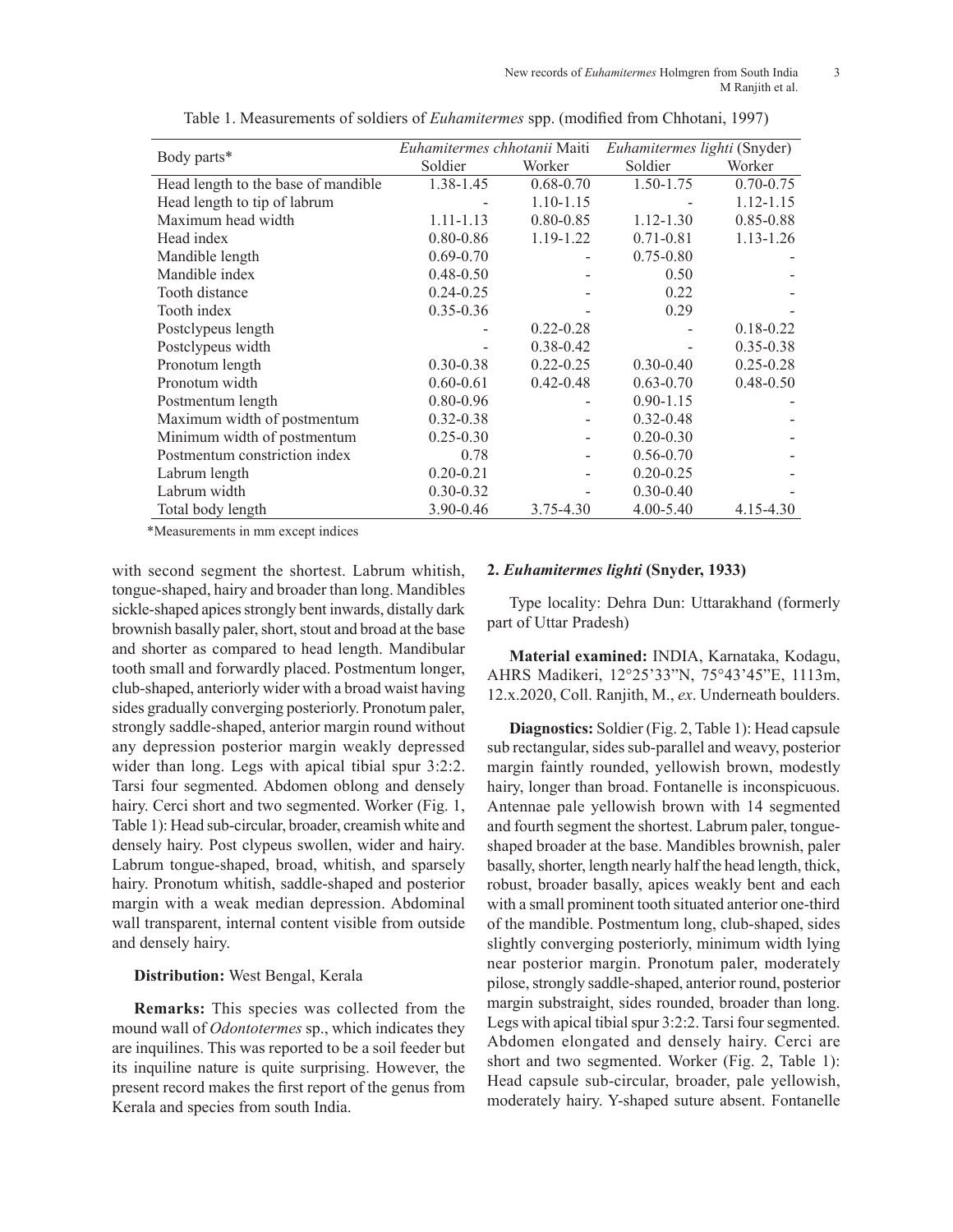Table 1. Measurements of soldiers of *Euhamitermes* spp. (modified from Chhotani, 1997)

| Body parts* | *Euhamitermes chhotanii* Maiti | | *Euhamitermes lighti* (Snyder) | |
|---|---|---|---|---|
| | Soldier | Worker | Soldier | Worker |
| Head length to the base of mandible | 1.38-1.45 | 0.68-0.70 | 1.50-1.75 | 0.70-0.75 |
| Head length to tip of labrum | - | 1.10-1.15 | - | 1.12-1.15 |
| Maximum head width | 1.11-1.13 | 0.80-0.85 | 1.12-1.30 | 0.85-0.88 |
| Head index | 0.80-0.86 | 1.19-1.22 | 0.71-0.81 | 1.13-1.26 |
| Mandible length | 0.69-0.70 | - | 0.75-0.80 | - |
| Mandible index | 0.48-0.50 | - | 0.50 | - |
| Tooth distance | 0.24-0.25 | - | 0.22 | - |
| Tooth index | 0.35-0.36 | - | 0.29 | - |
| Postclypeus length | - | 0.22-0.28 | - | 0.18-0.22 |
| Postclypeus width | - | 0.38-0.42 | - | 0.35-0.38 |
| Pronotum length | 0.30-0.38 | 0.22-0.25 | 0.30-0.40 | 0.25-0.28 |
| Pronotum width | 0.60-0.61 | 0.42-0.48 | 0.63-0.70 | 0.48-0.50 |
| Postmentum length | 0.80-0.96 | - | 0.90-1.15 | - |
| Maximum width of postmentum | 0.32-0.38 | - | 0.32-0.48 | - |
| Minimum width of postmentum | 0.25-0.30 | - | 0.20-0.30 | - |
| Postmentum constriction index | 0.78 | - | 0.56-0.70 | - |
| Labrum length | 0.20-0.21 | - | 0.20-0.25 | - |
| Labrum width | 0.30-0.32 | - | 0.30-0.40 | - |
| Total body length | 3.90-0.46 | 3.75-4.30 | 4.00-5.40 | 4.15-4.30 |

*Measurements in mm except indices

with second segment the shortest. Labrum whitish, tongue-shaped, hairy and broader than long. Mandibles sickle-shaped apices strongly bent inwards, distally dark brownish basally paler, short, stout and broad at the base and shorter as compared to head length. Mandibular tooth small and forwardly placed. Postmentum longer, club-shaped, anteriorly wider with a broad waist having sides gradually converging posteriorly. Pronotum paler, strongly saddle-shaped, anterior margin round without any depression posterior margin weakly depressed wider than long. Legs with apical tibial spur 3:2:2. Tarsi four segmented. Abdomen oblong and densely hairy. Cerci short and two segmented. Worker (Fig. 1, Table 1): Head sub-circular, broader, creamish white and densely hairy. Post clypeus swollen, wider and hairy. Labrum tongue-shaped, broad, whitish, and sparsely hairy. Pronotum whitish, saddle-shaped and posterior margin with a weak median depression. Abdominal wall transparent, internal content visible from outside and densely hairy.

**Distribution:** West Bengal, Kerala

**Remarks:** This species was collected from the mound wall of *Odontotermes* sp., which indicates they are inquilines. This was reported to be a soil feeder but its inquiline nature is quite surprising. However, the present record makes the first report of the genus from Kerala and species from south India.

**2. *Euhamitermes lighti* (Snyder, 1933)**

Type locality: Dehra Dun: Uttarakhand (formerly part of Uttar Pradesh)

**Material examined:** INDIA, Karnataka, Kodagu, AHRS Madikeri, 12°25'33"N, 75°43'45"E, 1113m, 12.x.2020, Coll. Ranjith, M., *ex*. Underneath boulders.

**Diagnostics:** Soldier (Fig. 2, Table 1): Head capsule sub rectangular, sides sub-parallel and weavy, posterior margin faintly rounded, yellowish brown, modestly hairy, longer than broad. Fontanelle is inconspicuous. Antennae pale yellowish brown with 14 segmented and fourth segment the shortest. Labrum paler, tongue-shaped broader at the base. Mandibles brownish, paler basally, shorter, length nearly half the head length, thick, robust, broader basally, apices weakly bent and each with a small prominent tooth situated anterior one-third of the mandible. Postmentum long, club-shaped, sides slightly converging posteriorly, minimum width lying near posterior margin. Pronotum paler, moderately pilose, strongly saddle-shaped, anterior round, posterior margin substraight, sides rounded, broader than long. Legs with apical tibial spur 3:2:2. Tarsi four segmented. Abdomen elongated and densely hairy. Cerci are short and two segmented. Worker (Fig. 2, Table 1): Head capsule sub-circular, broader, pale yellowish, moderately hairy. Y-shaped suture absent. Fontanelle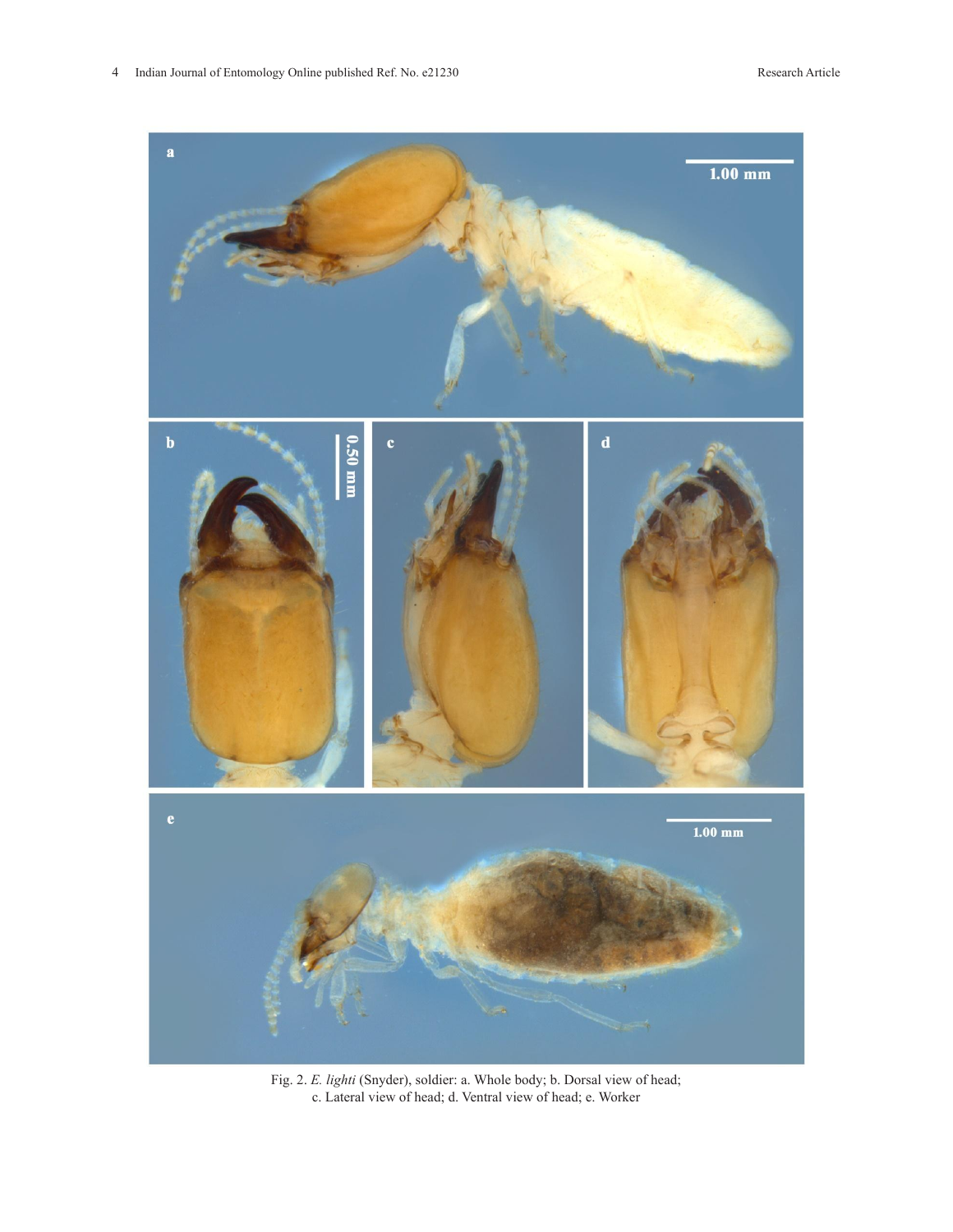Fig. 2. *E. lighti* (Snyder), soldier: a. Whole body; b. Dorsal view of head; c. Lateral view of head; d. Ventral view of head; e. Worker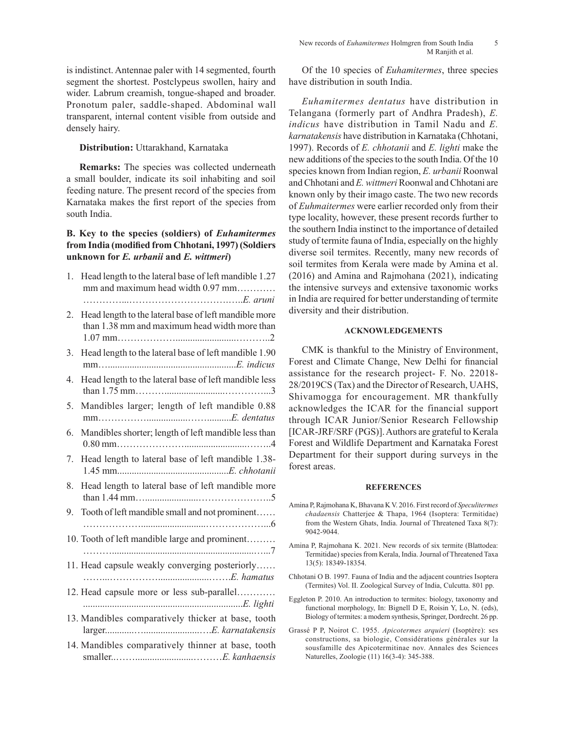is indistinct. Antennae paler with 14 segmented, fourth segment the shortest. Postclypeus swollen, hairy and wider. Labrum creamish, tongue-shaped and broader. Pronotum paler, saddle-shaped. Abdominal wall transparent, internal content visible from outside and densely hairy.

**Distribution:** Uttarakhand, Karnataka

**Remarks:** The species was collected underneath a small boulder, indicate its soil inhabiting and soil feeding nature. The present record of the species from Karnataka makes the first report of the species from south India.

**B. Key to the species (soldiers) of *Euhamitermes* from India (modified from Chhotani, 1997) (Soldiers unknown for *E. urbanii* and *E. wittmeri*)**

1. Head length to the lateral base of left mandible 1.27 mm and maximum head width 0.97 mm…………………...……………………………..*E. aruni*
2. Head length to the lateral base of left mandible more than 1.38 mm and maximum head width more than 1.07 mm……………….......................………..2
3. Head length to the lateral base of left mandible 1.90 mm…...................................................*E. indicus*
4. Head length to the lateral base of left mandible less than 1.75 mm………........................…………...3
5. Mandibles larger; length of left mandible 0.88 mm……………................……..........*E. dentatus*
6. Mandibles shorter; length of left mandible less than 0.80 mm………………….........................……..4
7. Head length to lateral base of left mandible 1.38-1.45 mm.............................................*E. chhotanii*
8. Head length to lateral base of left mandible more than 1.44 mm…......................…………………..5
9. Tooth of left mandible small and not prominent……………………..........................………………...6
10. Tooth of left mandible large and prominent………………….............................................................…..7
11. Head capsule weakly converging posteriorly……………..………………....................……*E. hamatus*
12. Head capsule more or less sub-parallel…………..................................................................*E. lighti*
13. Mandibles comparatively thicker at base, tooth larger............…........................….*E. karnatakensis*
14. Mandibles comparatively thinner at base, tooth smaller..……........................………*E. kanhaensis*

Of the 10 species of *Euhamitermes*, three species have distribution in south India.

*Euhamitermes dentatus* have distribution in Telangana (formerly part of Andhra Pradesh), *E. indicus* have distribution in Tamil Nadu and *E. karnatakensis* have distribution in Karnataka (Chhotani, 1997). Records of *E. chhotanii* and *E. lighti* make the new additions of the species to the south India. Of the 10 species known from Indian region, *E. urbanii* Roonwal and Chhotani and *E. wittmeri* Roonwal and Chhotani are known only by their imago caste. The two new records of *Euhmaitermes* were earlier recorded only from their type locality, however, these present records further to the southern India instinct to the importance of detailed study of termite fauna of India, especially on the highly diverse soil termites. Recently, many new records of soil termites from Kerala were made by Amina et al. (2016) and Amina and Rajmohana (2021), indicating the intensive surveys and extensive taxonomic works in India are required for better understanding of termite diversity and their distribution.

## ACKNOWLEDGEMENTS

CMK is thankful to the Ministry of Environment, Forest and Climate Change, New Delhi for financial assistance for the research project- F. No. 22018-28/2019CS (Tax) and the Director of Research, UAHS, Shivamogga for encouragement. MR thankfully acknowledges the ICAR for the financial support through ICAR Junior/Senior Research Fellowship [ICAR-JRF/SRF (PGS)]. Authors are grateful to Kerala Forest and Wildlife Department and Karnataka Forest Department for their support during surveys in the forest areas.

## REFERENCES

Amina P, Rajmohana K, Bhavana K V. 2016. First record of *Speculitermes chadaensis* Chatterjee & Thapa, 1964 (Isoptera: Termitidae) from the Western Ghats, India. Journal of Threatened Taxa 8(7): 9042-9044.

Amina P, Rajmohana K. 2021. New records of six termite (Blattodea: Termitidae) species from Kerala, India. Journal of Threatened Taxa 13(5): 18349-18354.

Chhotani O B. 1997. Fauna of India and the adjacent countries Isoptera (Termites) Vol. II. Zoological Survey of India, Culcutta. 801 pp.

Eggleton P. 2010. An introduction to termites: biology, taxonomy and functional morphology, In: Bignell D E, Roisin Y, Lo, N. (eds), Biology of termites: a modern synthesis, Springer, Dordrecht. 26 pp.

Grassé P P, Noirot C. 1955. *Apicotermes arquieri* (Isoptère): ses constructions, sa biologie, Considérations générales sur la sousfamille des Apicotermitinae nov. Annales des Sciences Naturelles, Zoologie (11) 16(3-4): 345-388.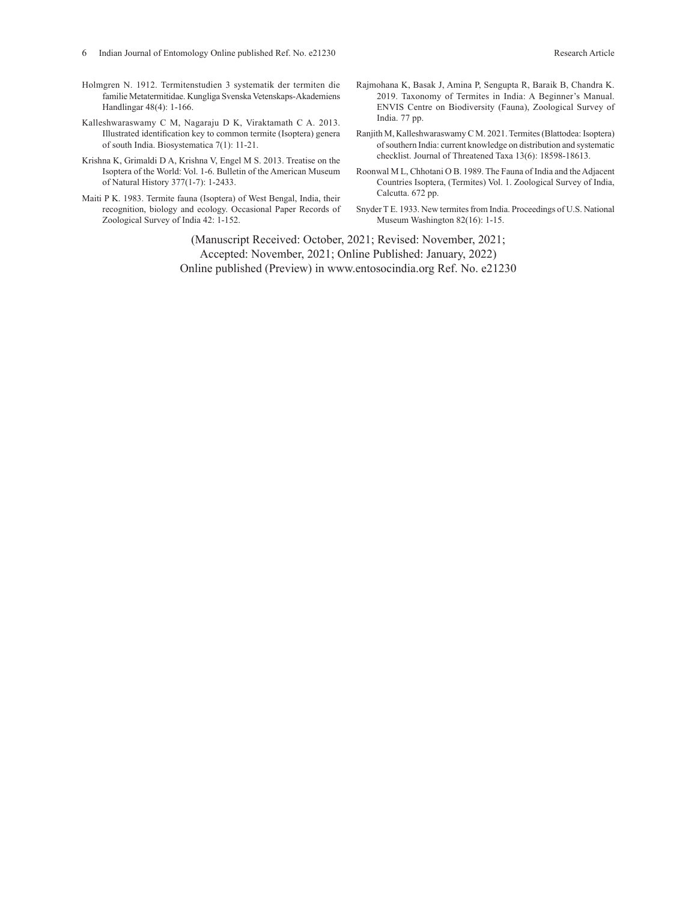Holmgren N. 1912. Termitenstudien 3 systematik der termiten die familie Metatermitidae. Kungliga Svenska Vetenskaps-Akademiens Handlingar 48(4): 1-166.

Kalleshwaraswamy C M, Nagaraju D K, Viraktamath C A. 2013. Illustrated identification key to common termite (Isoptera) genera of south India. Biosystematica 7(1): 11-21.

Krishna K, Grimaldi D A, Krishna V, Engel M S. 2013. Treatise on the Isoptera of the World: Vol. 1-6. Bulletin of the American Museum of Natural History 377(1-7): 1-2433.

Maiti P K. 1983. Termite fauna (Isoptera) of West Bengal, India, their recognition, biology and ecology. Occasional Paper Records of Zoological Survey of India 42: 1-152.

Rajmohana K, Basak J, Amina P, Sengupta R, Baraik B, Chandra K. 2019. Taxonomy of Termites in India: A Beginner's Manual. ENVIS Centre on Biodiversity (Fauna), Zoological Survey of India. 77 pp.

Ranjith M, Kalleshwaraswamy C M. 2021. Termites (Blattodea: Isoptera) of southern India: current knowledge on distribution and systematic checklist. Journal of Threatened Taxa 13(6): 18598-18613.

Roonwal M L, Chhotani O B. 1989. The Fauna of India and the Adjacent Countries Isoptera, (Termites) Vol. 1. Zoological Survey of India, Calcutta. 672 pp.

Snyder T E. 1933. New termites from India. Proceedings of U.S. National Museum Washington 82(16): 1-15.

(Manuscript Received: October, 2021; Revised: November, 2021; Accepted: November, 2021; Online Published: January, 2022)
Online published (Preview) in www.entosocindia.org Ref. No. e21230